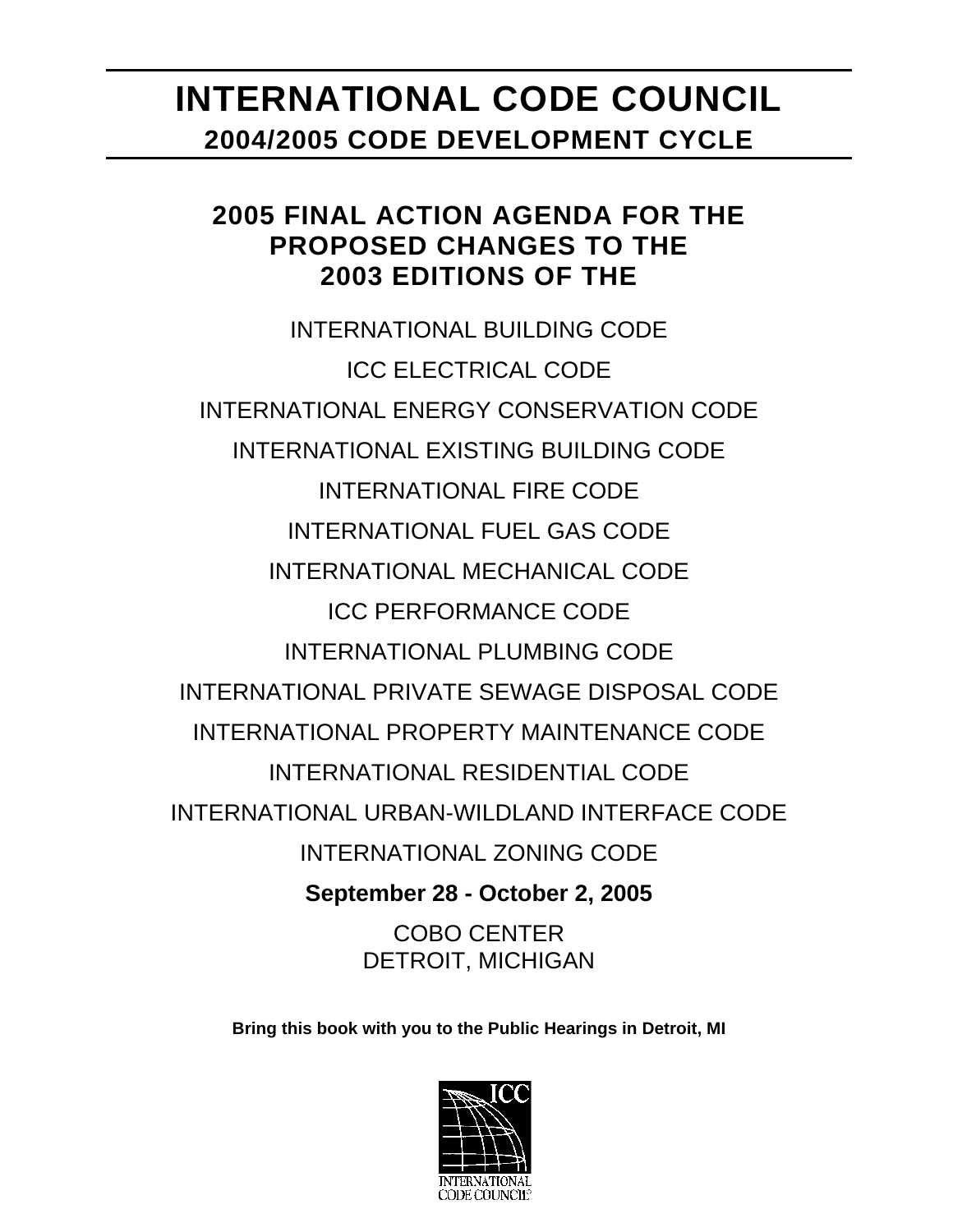# INTERNATIONAL CODE COUNCIL

## 2004/2005 CODE DEVELOPMENT CYCLE

## 2005 FINAL ACTION AGENDA FOR THE PROPOSED CHANGES TO THE 2003 EDITIONS OF THE

INTERNATIONAL BUILDING CODE

ICC ELECTRICAL CODE

INTERNATIONAL ENERGY CONSERVATION CODE

INTERNATIONAL EXISTING BUILDING CODE

INTERNATIONAL FIRE CODE

INTERNATIONAL FUEL GAS CODE

INTERNATIONAL MECHANICAL CODE

ICC PERFORMANCE CODE

INTERNATIONAL PLUMBING CODE

INTERNATIONAL PRIVATE SEWAGE DISPOSAL CODE

INTERNATIONAL PROPERTY MAINTENANCE CODE

INTERNATIONAL RESIDENTIAL CODE

INTERNATIONAL URBAN-WILDLAND INTERFACE CODE

INTERNATIONAL ZONING CODE

**September 28 - October 2, 2005**

COBO CENTER
DETROIT, MICHIGAN

**Bring this book with you to the Public Hearings in Detroit, MI**

ICC
INTERNATIONAL CODE COUNCIL®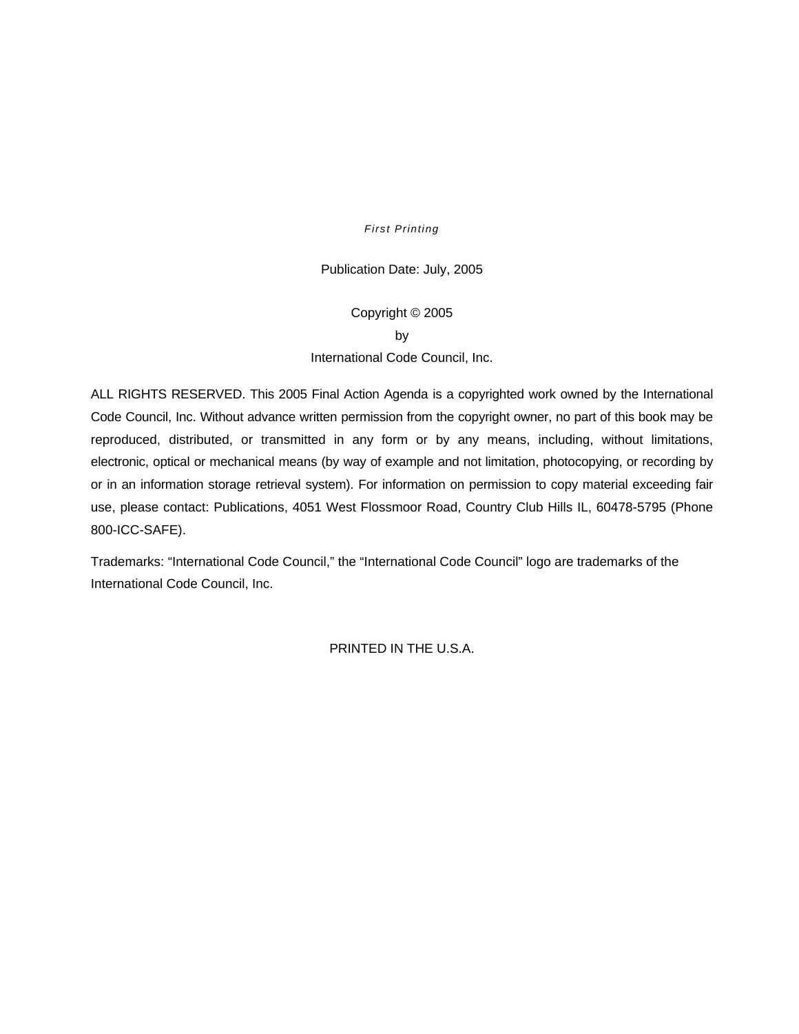*First Printing*

Publication Date: July, 2005

Copyright © 2005

by

International Code Council, Inc.

ALL RIGHTS RESERVED. This 2005 Final Action Agenda is a copyrighted work owned by the International Code Council, Inc. Without advance written permission from the copyright owner, no part of this book may be reproduced, distributed, or transmitted in any form or by any means, including, without limitations, electronic, optical or mechanical means (by way of example and not limitation, photocopying, or recording by or in an information storage retrieval system). For information on permission to copy material exceeding fair use, please contact: Publications, 4051 West Flossmoor Road, Country Club Hills IL, 60478-5795 (Phone 800-ICC-SAFE).

Trademarks: "International Code Council," the "International Code Council" logo are trademarks of the International Code Council, Inc.

PRINTED IN THE U.S.A.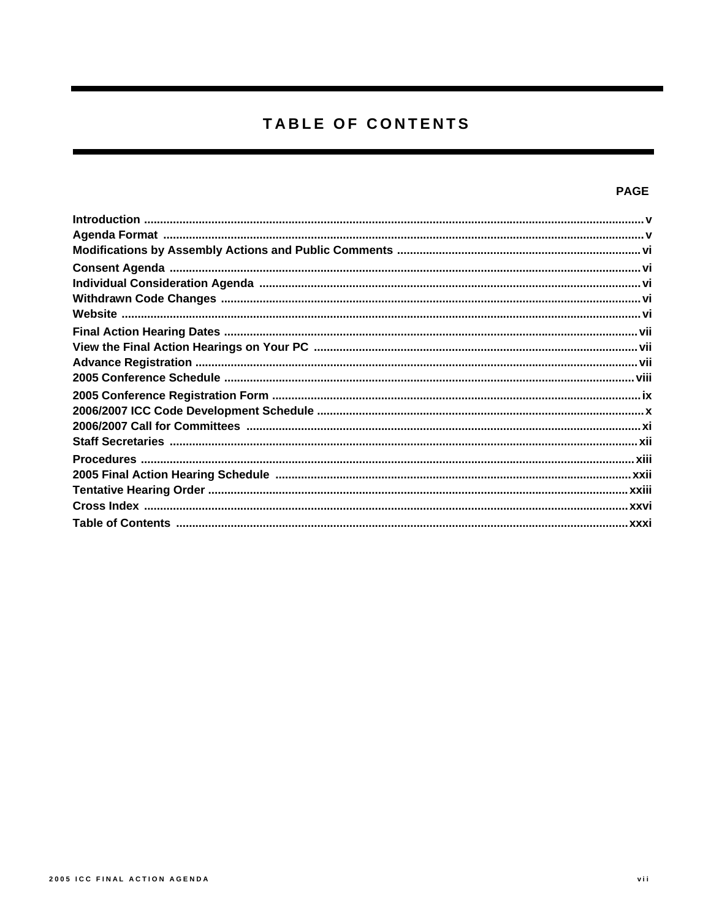# TABLE OF CONTENTS

| | PAGE |
|---|---|
| **Introduction** | **v** |
| **Agenda Format** | **v** |
| **Modifications by Assembly Actions and Public Comments** | **vi** |
| **Consent Agenda** | **vi** |
| **Individual Consideration Agenda** | **vi** |
| **Withdrawn Code Changes** | **vi** |
| **Website** | **vi** |
| **Final Action Hearing Dates** | **vii** |
| **View the Final Action Hearings on Your PC** | **vii** |
| **Advance Registration** | **vii** |
| **2005 Conference Schedule** | **viii** |
| **2005 Conference Registration Form** | **ix** |
| **2006/2007 ICC Code Development Schedule** | **x** |
| **2006/2007 Call for Committees** | **xi** |
| **Staff Secretaries** | **xii** |
| **Procedures** | **xiii** |
| **2005 Final Action Hearing Schedule** | **xxii** |
| **Tentative Hearing Order** | **xxiii** |
| **Cross Index** | **xxvi** |
| **Table of Contents** | **xxxi** |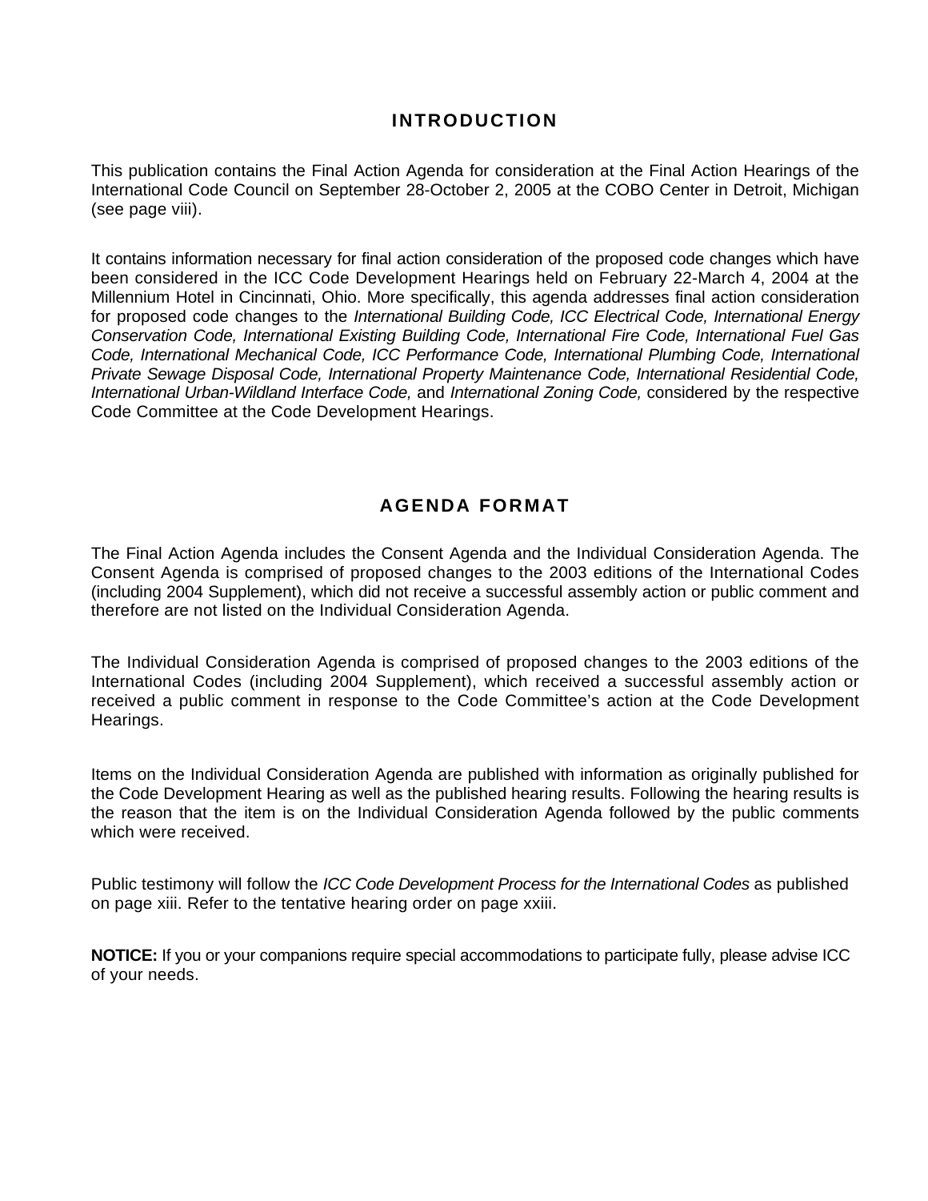## INTRODUCTION

This publication contains the Final Action Agenda for consideration at the Final Action Hearings of the International Code Council on September 28-October 2, 2005 at the COBO Center in Detroit, Michigan (see page viii).

It contains information necessary for final action consideration of the proposed code changes which have been considered in the ICC Code Development Hearings held on February 22-March 4, 2004 at the Millennium Hotel in Cincinnati, Ohio. More specifically, this agenda addresses final action consideration for proposed code changes to the *International Building Code, ICC Electrical Code, International Energy Conservation Code, International Existing Building Code, International Fire Code, International Fuel Gas Code, International Mechanical Code, ICC Performance Code, International Plumbing Code, International Private Sewage Disposal Code, International Property Maintenance Code, International Residential Code, International Urban-Wildland Interface Code,* and *International Zoning Code,* considered by the respective Code Committee at the Code Development Hearings.

## AGENDA FORMAT

The Final Action Agenda includes the Consent Agenda and the Individual Consideration Agenda. The Consent Agenda is comprised of proposed changes to the 2003 editions of the International Codes (including 2004 Supplement), which did not receive a successful assembly action or public comment and therefore are not listed on the Individual Consideration Agenda.

The Individual Consideration Agenda is comprised of proposed changes to the 2003 editions of the International Codes (including 2004 Supplement), which received a successful assembly action or received a public comment in response to the Code Committee's action at the Code Development Hearings.

Items on the Individual Consideration Agenda are published with information as originally published for the Code Development Hearing as well as the published hearing results. Following the hearing results is the reason that the item is on the Individual Consideration Agenda followed by the public comments which were received.

Public testimony will follow the *ICC Code Development Process for the International Codes* as published on page xiii. Refer to the tentative hearing order on page xxiii.

**NOTICE:** If you or your companions require special accommodations to participate fully, please advise ICC of your needs.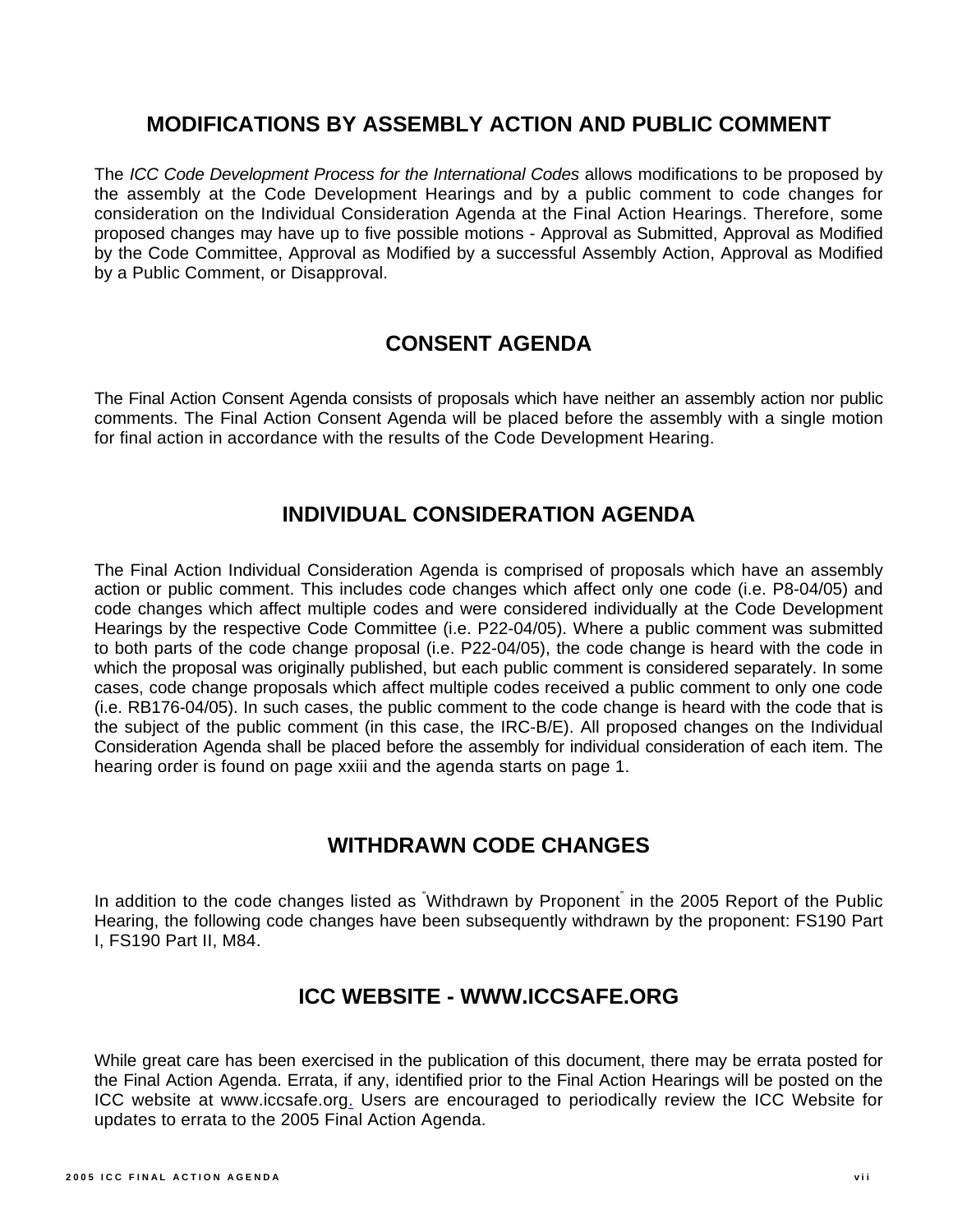## MODIFICATIONS BY ASSEMBLY ACTION AND PUBLIC COMMENT

The *ICC Code Development Process for the International Codes* allows modifications to be proposed by the assembly at the Code Development Hearings and by a public comment to code changes for consideration on the Individual Consideration Agenda at the Final Action Hearings. Therefore, some proposed changes may have up to five possible motions - Approval as Submitted, Approval as Modified by the Code Committee, Approval as Modified by a successful Assembly Action, Approval as Modified by a Public Comment, or Disapproval.

## CONSENT AGENDA

The Final Action Consent Agenda consists of proposals which have neither an assembly action nor public comments. The Final Action Consent Agenda will be placed before the assembly with a single motion for final action in accordance with the results of the Code Development Hearing.

## INDIVIDUAL CONSIDERATION AGENDA

The Final Action Individual Consideration Agenda is comprised of proposals which have an assembly action or public comment. This includes code changes which affect only one code (i.e. P8-04/05) and code changes which affect multiple codes and were considered individually at the Code Development Hearings by the respective Code Committee (i.e. P22-04/05). Where a public comment was submitted to both parts of the code change proposal (i.e. P22-04/05), the code change is heard with the code in which the proposal was originally published, but each public comment is considered separately. In some cases, code change proposals which affect multiple codes received a public comment to only one code (i.e. RB176-04/05). In such cases, the public comment to the code change is heard with the code that is the subject of the public comment (in this case, the IRC-B/E). All proposed changes on the Individual Consideration Agenda shall be placed before the assembly for individual consideration of each item. The hearing order is found on page xxiii and the agenda starts on page 1.

## WITHDRAWN CODE CHANGES

In addition to the code changes listed as "Withdrawn by Proponent" in the 2005 Report of the Public Hearing, the following code changes have been subsequently withdrawn by the proponent: FS190 Part I, FS190 Part II, M84.

## ICC WEBSITE - WWW.ICCSAFE.ORG

While great care has been exercised in the publication of this document, there may be errata posted for the Final Action Agenda. Errata, if any, identified prior to the Final Action Hearings will be posted on the ICC website at www.iccsafe.org. Users are encouraged to periodically review the ICC Website for updates to errata to the 2005 Final Action Agenda.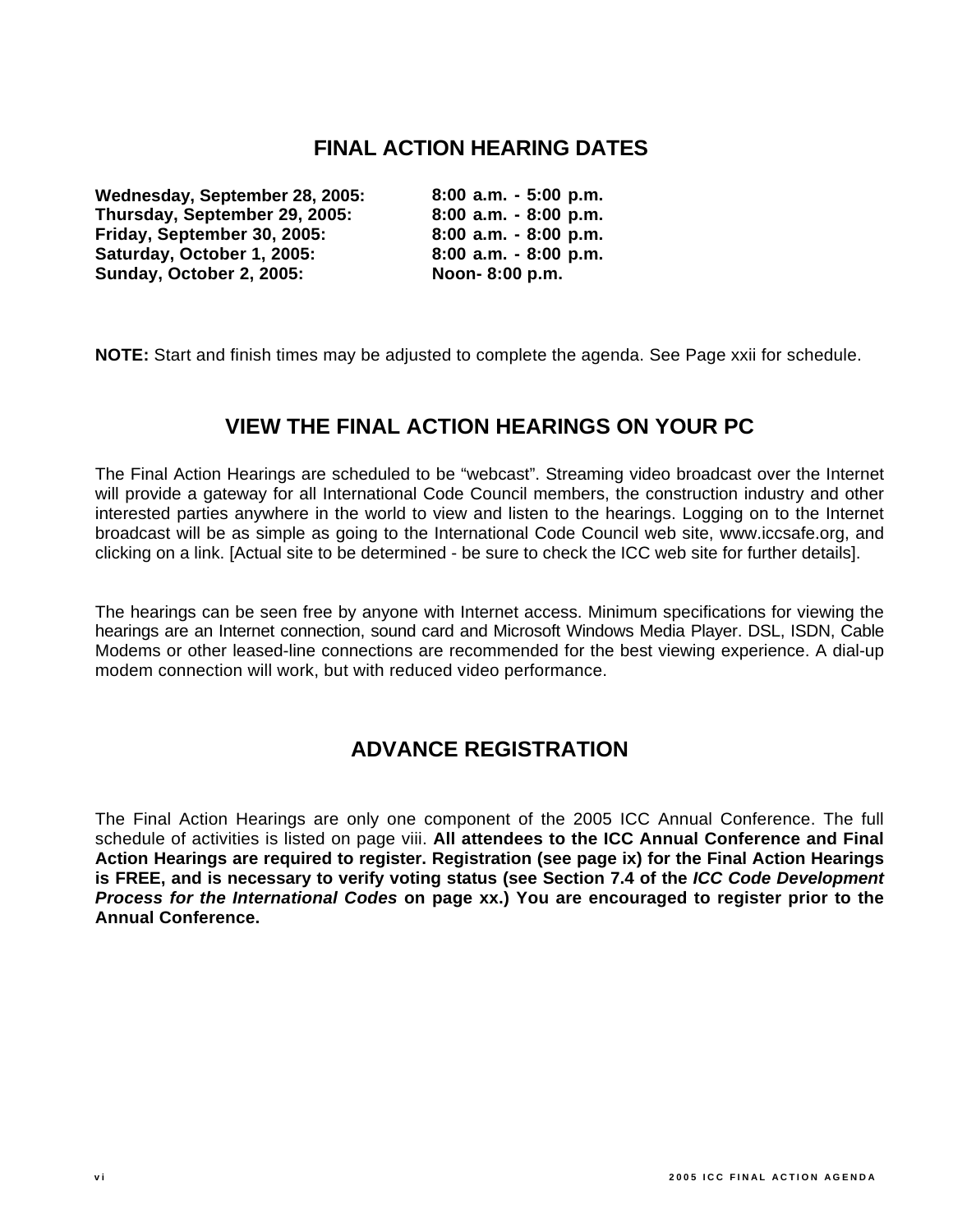## FINAL ACTION HEARING DATES

| | |
|---|---|
| **Wednesday, September 28, 2005:** | **8:00 a.m. - 5:00 p.m.** |
| **Thursday, September 29, 2005:** | **8:00 a.m. - 8:00 p.m.** |
| **Friday, September 30, 2005:** | **8:00 a.m. - 8:00 p.m.** |
| **Saturday, October 1, 2005:** | **8:00 a.m. - 8:00 p.m.** |
| **Sunday, October 2, 2005:** | **Noon- 8:00 p.m.** |

**NOTE:** Start and finish times may be adjusted to complete the agenda. See Page xxii for schedule.

## VIEW THE FINAL ACTION HEARINGS ON YOUR PC

The Final Action Hearings are scheduled to be "webcast". Streaming video broadcast over the Internet will provide a gateway for all International Code Council members, the construction industry and other interested parties anywhere in the world to view and listen to the hearings. Logging on to the Internet broadcast will be as simple as going to the International Code Council web site, www.iccsafe.org, and clicking on a link. [Actual site to be determined - be sure to check the ICC web site for further details].

The hearings can be seen free by anyone with Internet access. Minimum specifications for viewing the hearings are an Internet connection, sound card and Microsoft Windows Media Player. DSL, ISDN, Cable Modems or other leased-line connections are recommended for the best viewing experience. A dial-up modem connection will work, but with reduced video performance.

## ADVANCE REGISTRATION

The Final Action Hearings are only one component of the 2005 ICC Annual Conference. The full schedule of activities is listed on page viii. **All attendees to the ICC Annual Conference and Final Action Hearings are required to register. Registration (see page ix) for the Final Action Hearings is FREE, and is necessary to verify voting status (see Section 7.4 of the *ICC Code Development Process for the International Codes* on page xx.) You are encouraged to register prior to the Annual Conference.**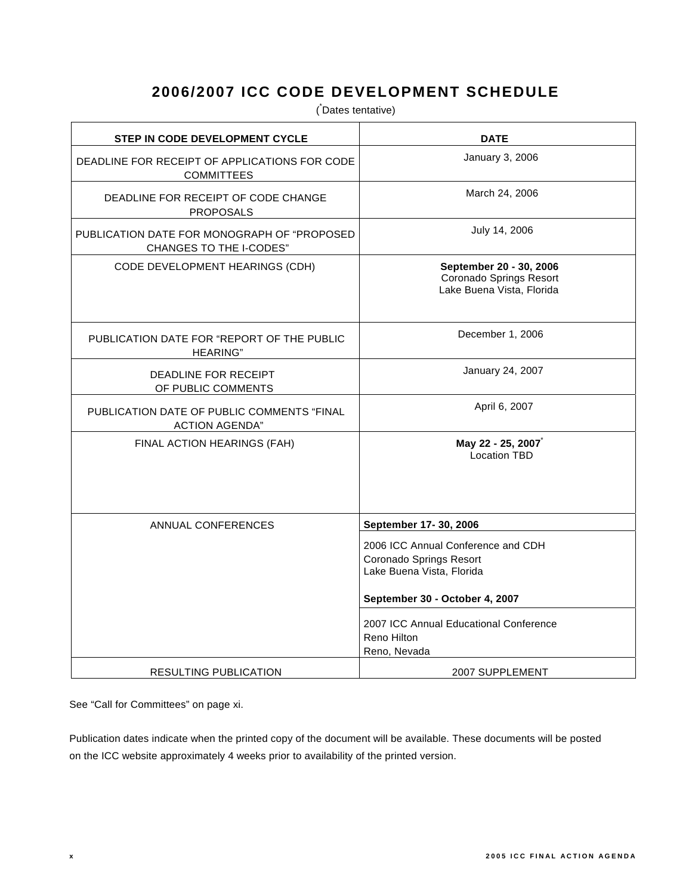# 2006/2007 ICC CODE DEVELOPMENT SCHEDULE

(*Dates tentative)

| STEP IN CODE DEVELOPMENT CYCLE | DATE |
|---|---|
| DEADLINE FOR RECEIPT OF APPLICATIONS FOR CODE COMMITTEES | January 3, 2006 |
| DEADLINE FOR RECEIPT OF CODE CHANGE PROPOSALS | March 24, 2006 |
| PUBLICATION DATE FOR MONOGRAPH OF "PROPOSED CHANGES TO THE I-CODES" | July 14, 2006 |
| CODE DEVELOPMENT HEARINGS (CDH) | **September 20 - 30, 2006**<br>Coronado Springs Resort<br>Lake Buena Vista, Florida |
| PUBLICATION DATE FOR "REPORT OF THE PUBLIC HEARING" | December 1, 2006 |
| DEADLINE FOR RECEIPT OF PUBLIC COMMENTS | January 24, 2007 |
| PUBLICATION DATE OF PUBLIC COMMENTS "FINAL ACTION AGENDA" | April 6, 2007 |
| FINAL ACTION HEARINGS (FAH) | **May 22 - 25, 2007***<br>Location TBD |
| ANNUAL CONFERENCES | **September 17- 30, 2006**<br>2006 ICC Annual Conference and CDH<br>Coronado Springs Resort<br>Lake Buena Vista, Florida<br><br>**September 30 - October 4, 2007**<br>2007 ICC Annual Educational Conference<br>Reno Hilton<br>Reno, Nevada |
| RESULTING PUBLICATION | 2007 SUPPLEMENT |

See "Call for Committees" on page xi.

Publication dates indicate when the printed copy of the document will be available. These documents will be posted on the ICC website approximately 4 weeks prior to availability of the printed version.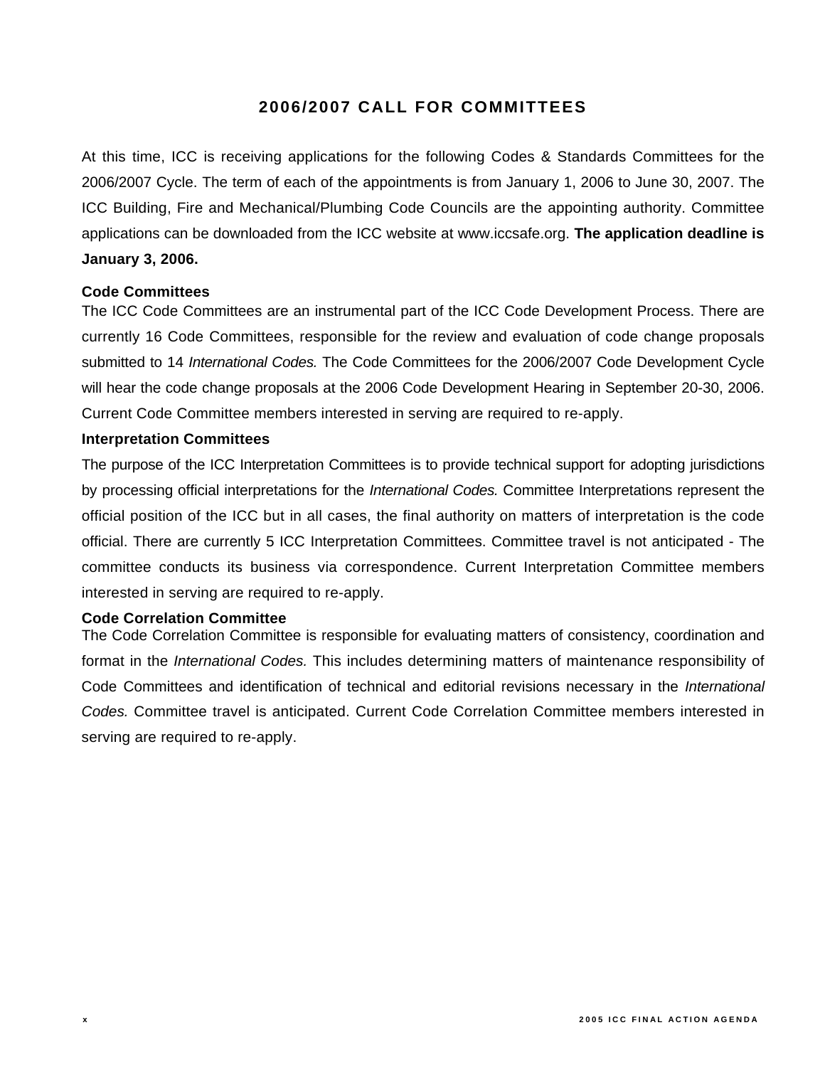# 2006/2007 CALL FOR COMMITTEES

At this time, ICC is receiving applications for the following Codes & Standards Committees for the 2006/2007 Cycle. The term of each of the appointments is from January 1, 2006 to June 30, 2007. The ICC Building, Fire and Mechanical/Plumbing Code Councils are the appointing authority. Committee applications can be downloaded from the ICC website at www.iccsafe.org. **The application deadline is January 3, 2006.**

**Code Committees**

The ICC Code Committees are an instrumental part of the ICC Code Development Process. There are currently 16 Code Committees, responsible for the review and evaluation of code change proposals submitted to 14 *International Codes.* The Code Committees for the 2006/2007 Code Development Cycle will hear the code change proposals at the 2006 Code Development Hearing in September 20-30, 2006. Current Code Committee members interested in serving are required to re-apply.

**Interpretation Committees**

The purpose of the ICC Interpretation Committees is to provide technical support for adopting jurisdictions by processing official interpretations for the *International Codes.* Committee Interpretations represent the official position of the ICC but in all cases, the final authority on matters of interpretation is the code official. There are currently 5 ICC Interpretation Committees. Committee travel is not anticipated - The committee conducts its business via correspondence. Current Interpretation Committee members interested in serving are required to re-apply.

**Code Correlation Committee**

The Code Correlation Committee is responsible for evaluating matters of consistency, coordination and format in the *International Codes.* This includes determining matters of maintenance responsibility of Code Committees and identification of technical and editorial revisions necessary in the *International Codes.* Committee travel is anticipated. Current Code Correlation Committee members interested in serving are required to re-apply.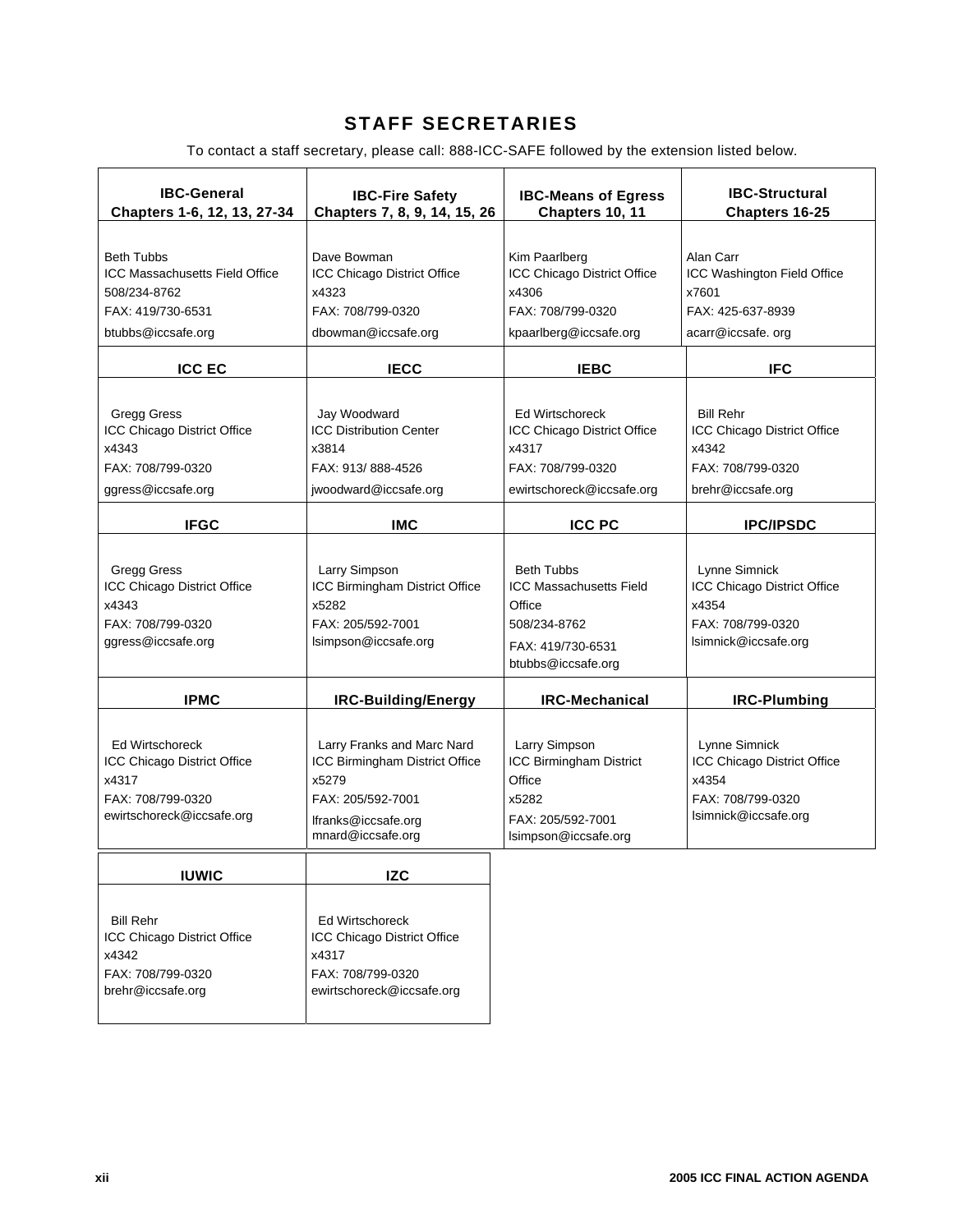## STAFF SECRETARIES

To contact a staff secretary, please call: 888-ICC-SAFE followed by the extension listed below.

| IBC-General Chapters 1-6, 12, 13, 27-34 | IBC-Fire Safety Chapters 7, 8, 9, 14, 15, 26 | IBC-Means of Egress Chapters 10, 11 | IBC-Structural Chapters 16-25 |
|---|---|---|---|
| Beth Tubbs<br>ICC Massachusetts Field Office<br>508/234-8762<br>FAX: 419/730-6531<br>btubbs@iccsafe.org | Dave Bowman<br>ICC Chicago District Office<br>x4323<br>FAX: 708/799-0320<br>dbowman@iccsafe.org | Kim Paarlberg<br>ICC Chicago District Office<br>x4306<br>FAX: 708/799-0320<br>kpaarlberg@iccsafe.org | Alan Carr<br>ICC Washington Field Office<br>x7601<br>FAX: 425-637-8939<br>acarr@iccsafe. org |
| **ICC EC** | **IECC** | **IEBC** | **IFC** |
| Gregg Gress<br>ICC Chicago District Office<br>x4343<br>FAX: 708/799-0320<br>ggress@iccsafe.org | Jay Woodward<br>ICC Distribution Center<br>x3814<br>FAX: 913/ 888-4526<br>jwoodward@iccsafe.org | Ed Wirtschoreck<br>ICC Chicago District Office<br>x4317<br>FAX: 708/799-0320<br>ewirtschoreck@iccsafe.org | Bill Rehr<br>ICC Chicago District Office<br>x4342<br>FAX: 708/799-0320<br>brehr@iccsafe.org |
| **IFGC** | **IMC** | **ICC PC** | **IPC/IPSDC** |
| Gregg Gress<br>ICC Chicago District Office<br>x4343<br>FAX: 708/799-0320<br>ggress@iccsafe.org | Larry Simpson<br>ICC Birmingham District Office<br>x5282<br>FAX: 205/592-7001<br>lsimpson@iccsafe.org | Beth Tubbs<br>ICC Massachusetts Field Office<br>508/234-8762<br>FAX: 419/730-6531<br>btubbs@iccsafe.org | Lynne Simnick<br>ICC Chicago District Office<br>x4354<br>FAX: 708/799-0320<br>lsimnick@iccsafe.org |
| **IPMC** | **IRC-Building/Energy** | **IRC-Mechanical** | **IRC-Plumbing** |
| Ed Wirtschoreck<br>ICC Chicago District Office<br>x4317<br>FAX: 708/799-0320<br>ewirtschoreck@iccsafe.org | Larry Franks and Marc Nard<br>ICC Birmingham District Office<br>x5279<br>FAX: 205/592-7001<br>lfranks@iccsafe.org<br>mnard@iccsafe.org | Larry Simpson<br>ICC Birmingham District Office<br>x5282<br>FAX: 205/592-7001<br>lsimpson@iccsafe.org | Lynne Simnick<br>ICC Chicago District Office<br>x4354<br>FAX: 708/799-0320<br>lsimnick@iccsafe.org |
| **IUWIC** | **IZC** | | |
| Bill Rehr<br>ICC Chicago District Office<br>x4342<br>FAX: 708/799-0320<br>brehr@iccsafe.org | Ed Wirtschoreck<br>ICC Chicago District Office<br>x4317<br>FAX: 708/799-0320<br>ewirtschoreck@iccsafe.org | | |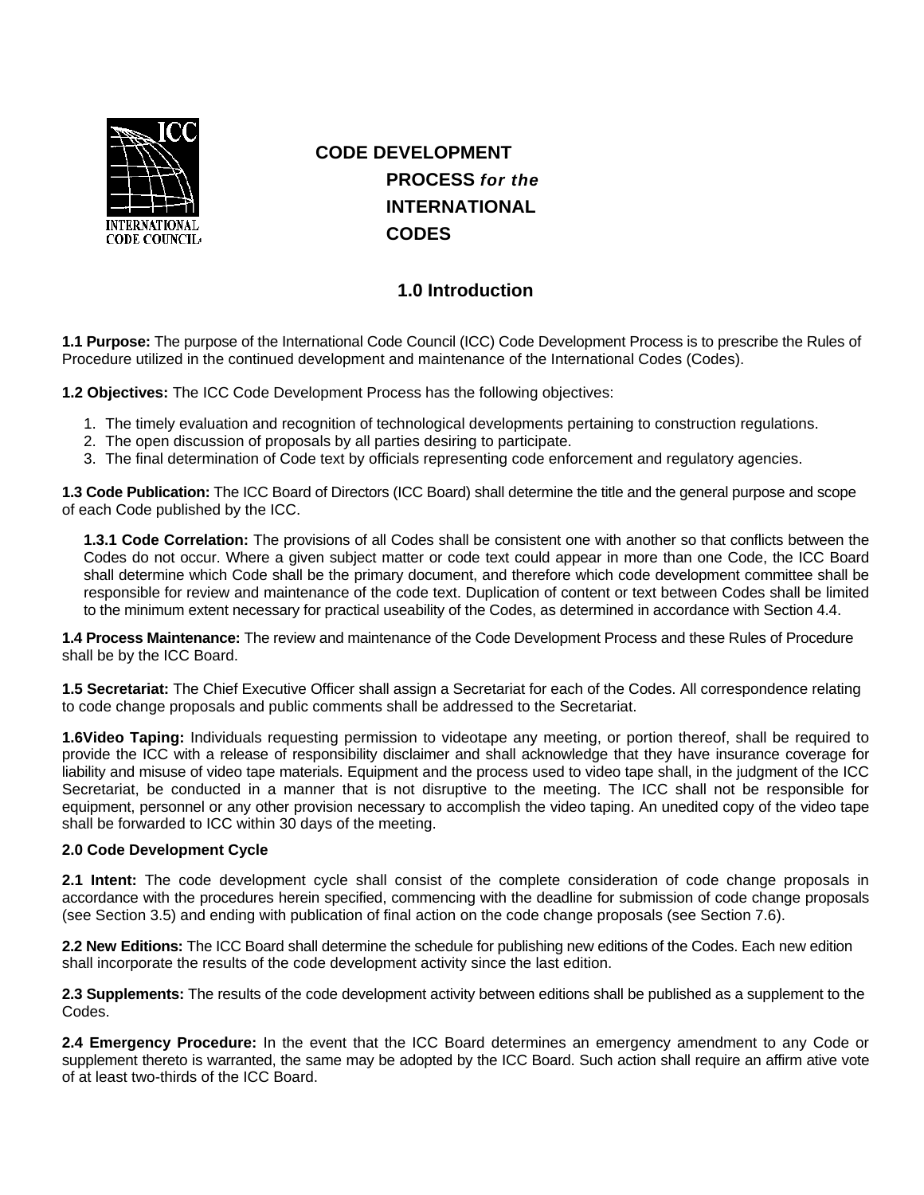# CODE DEVELOPMENT PROCESS *for the* INTERNATIONAL CODES

## 1.0 Introduction

**1.1 Purpose:** The purpose of the International Code Council (ICC) Code Development Process is to prescribe the Rules of Procedure utilized in the continued development and maintenance of the International Codes (Codes).

**1.2 Objectives:** The ICC Code Development Process has the following objectives:

1. The timely evaluation and recognition of technological developments pertaining to construction regulations.
2. The open discussion of proposals by all parties desiring to participate.
3. The final determination of Code text by officials representing code enforcement and regulatory agencies.

**1.3 Code Publication:** The ICC Board of Directors (ICC Board) shall determine the title and the general purpose and scope of each Code published by the ICC.

**1.3.1 Code Correlation:** The provisions of all Codes shall be consistent one with another so that conflicts between the Codes do not occur. Where a given subject matter or code text could appear in more than one Code, the ICC Board shall determine which Code shall be the primary document, and therefore which code development committee shall be responsible for review and maintenance of the code text. Duplication of content or text between Codes shall be limited to the minimum extent necessary for practical useability of the Codes, as determined in accordance with Section 4.4.

**1.4 Process Maintenance:** The review and maintenance of the Code Development Process and these Rules of Procedure shall be by the ICC Board.

**1.5 Secretariat:** The Chief Executive Officer shall assign a Secretariat for each of the Codes. All correspondence relating to code change proposals and public comments shall be addressed to the Secretariat.

**1.6Video Taping:** Individuals requesting permission to videotape any meeting, or portion thereof, shall be required to provide the ICC with a release of responsibility disclaimer and shall acknowledge that they have insurance coverage for liability and misuse of video tape materials. Equipment and the process used to video tape shall, in the judgment of the ICC Secretariat, be conducted in a manner that is not disruptive to the meeting. The ICC shall not be responsible for equipment, personnel or any other provision necessary to accomplish the video taping. An unedited copy of the video tape shall be forwarded to ICC within 30 days of the meeting.

## 2.0 Code Development Cycle

**2.1 Intent:** The code development cycle shall consist of the complete consideration of code change proposals in accordance with the procedures herein specified, commencing with the deadline for submission of code change proposals (see Section 3.5) and ending with publication of final action on the code change proposals (see Section 7.6).

**2.2 New Editions:** The ICC Board shall determine the schedule for publishing new editions of the Codes. Each new edition shall incorporate the results of the code development activity since the last edition.

**2.3 Supplements:** The results of the code development activity between editions shall be published as a supplement to the Codes.

**2.4 Emergency Procedure:** In the event that the ICC Board determines an emergency amendment to any Code or supplement thereto is warranted, the same may be adopted by the ICC Board. Such action shall require an affirm ative vote of at least two-thirds of the ICC Board.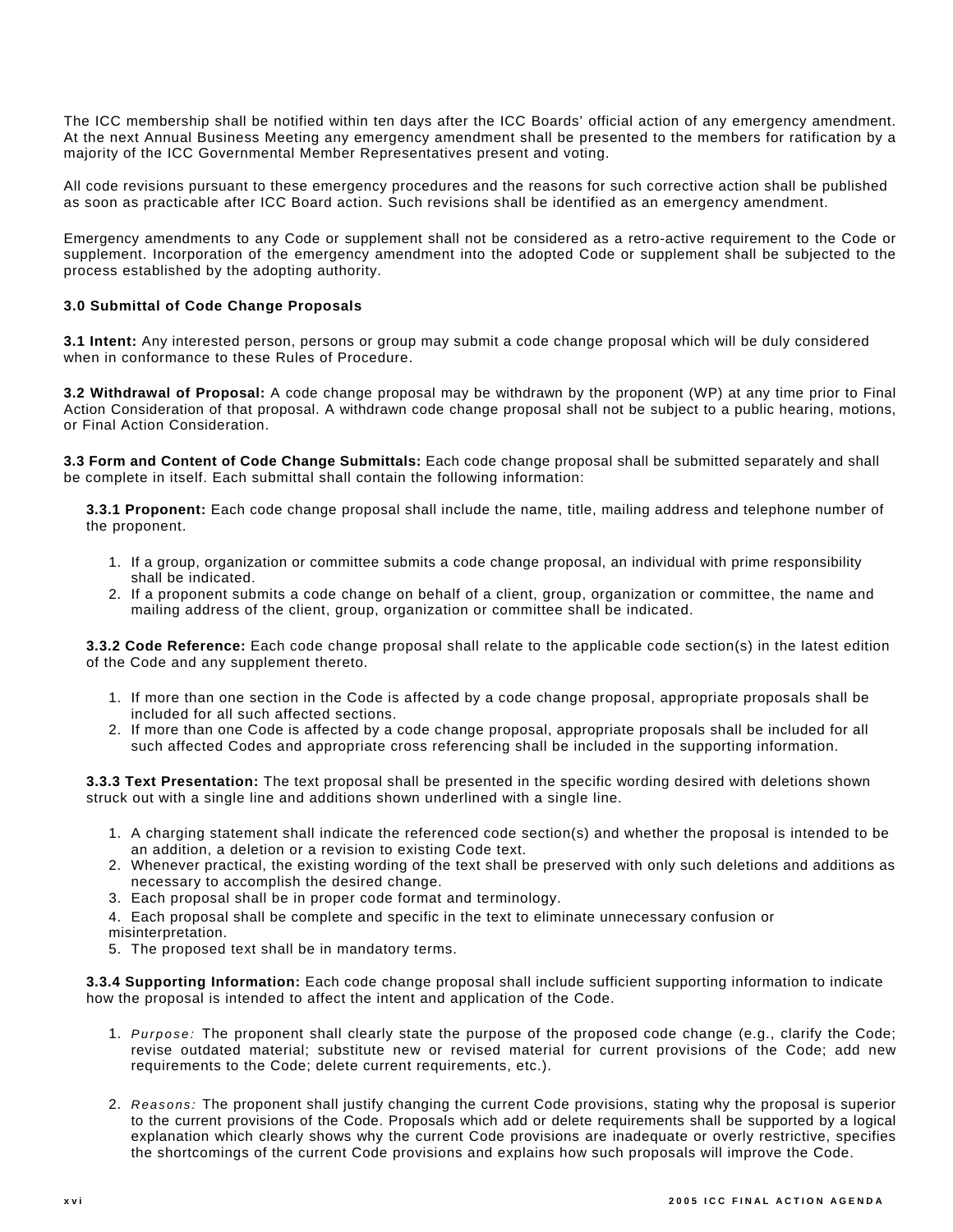The ICC membership shall be notified within ten days after the ICC Boards' official action of any emergency amendment. At the next Annual Business Meeting any emergency amendment shall be presented to the members for ratification by a majority of the ICC Governmental Member Representatives present and voting.

All code revisions pursuant to these emergency procedures and the reasons for such corrective action shall be published as soon as practicable after ICC Board action. Such revisions shall be identified as an emergency amendment.

Emergency amendments to any Code or supplement shall not be considered as a retro-active requirement to the Code or supplement. Incorporation of the emergency amendment into the adopted Code or supplement shall be subjected to the process established by the adopting authority.

**3.0 Submittal of Code Change Proposals**

**3.1 Intent:** Any interested person, persons or group may submit a code change proposal which will be duly considered when in conformance to these Rules of Procedure.

**3.2 Withdrawal of Proposal:** A code change proposal may be withdrawn by the proponent (WP) at any time prior to Final Action Consideration of that proposal. A withdrawn code change proposal shall not be subject to a public hearing, motions, or Final Action Consideration.

**3.3 Form and Content of Code Change Submittals:** Each code change proposal shall be submitted separately and shall be complete in itself. Each submittal shall contain the following information:

**3.3.1 Proponent:** Each code change proposal shall include the name, title, mailing address and telephone number of the proponent.

1. If a group, organization or committee submits a code change proposal, an individual with prime responsibility shall be indicated.
2. If a proponent submits a code change on behalf of a client, group, organization or committee, the name and mailing address of the client, group, organization or committee shall be indicated.

**3.3.2 Code Reference:** Each code change proposal shall relate to the applicable code section(s) in the latest edition of the Code and any supplement thereto.

1. If more than one section in the Code is affected by a code change proposal, appropriate proposals shall be included for all such affected sections.
2. If more than one Code is affected by a code change proposal, appropriate proposals shall be included for all such affected Codes and appropriate cross referencing shall be included in the supporting information.

**3.3.3 Text Presentation:** The text proposal shall be presented in the specific wording desired with deletions shown struck out with a single line and additions shown underlined with a single line.

1. A charging statement shall indicate the referenced code section(s) and whether the proposal is intended to be an addition, a deletion or a revision to existing Code text.
2. Whenever practical, the existing wording of the text shall be preserved with only such deletions and additions as necessary to accomplish the desired change.
3. Each proposal shall be in proper code format and terminology.
4. Each proposal shall be complete and specific in the text to eliminate unnecessary confusion or misinterpretation.
5. The proposed text shall be in mandatory terms.

**3.3.4 Supporting Information:** Each code change proposal shall include sufficient supporting information to indicate how the proposal is intended to affect the intent and application of the Code.

1. *Purpose:* The proponent shall clearly state the purpose of the proposed code change (e.g., clarify the Code; revise outdated material; substitute new or revised material for current provisions of the Code; add new requirements to the Code; delete current requirements, etc.).
2. *Reasons:* The proponent shall justify changing the current Code provisions, stating why the proposal is superior to the current provisions of the Code. Proposals which add or delete requirements shall be supported by a logical explanation which clearly shows why the current Code provisions are inadequate or overly restrictive, specifies the shortcomings of the current Code provisions and explains how such proposals will improve the Code.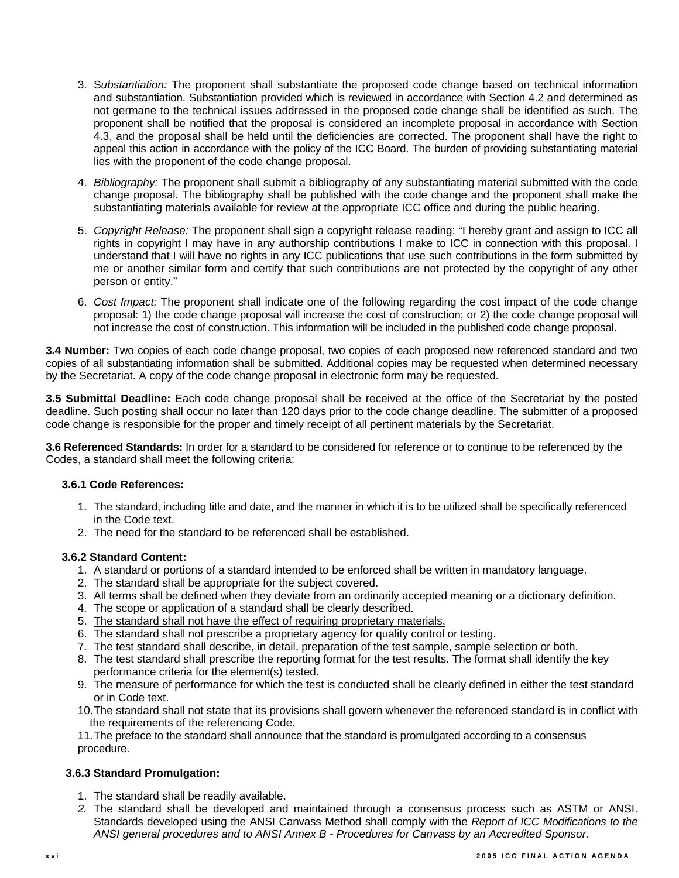3. *Substantiation:* The proponent shall substantiate the proposed code change based on technical information and substantiation. Substantiation provided which is reviewed in accordance with Section 4.2 and determined as not germane to the technical issues addressed in the proposed code change shall be identified as such. The proponent shall be notified that the proposal is considered an incomplete proposal in accordance with Section 4.3, and the proposal shall be held until the deficiencies are corrected. The proponent shall have the right to appeal this action in accordance with the policy of the ICC Board. The burden of providing substantiating material lies with the proponent of the code change proposal.

4. *Bibliography:* The proponent shall submit a bibliography of any substantiating material submitted with the code change proposal. The bibliography shall be published with the code change and the proponent shall make the substantiating materials available for review at the appropriate ICC office and during the public hearing.

5. *Copyright Release:* The proponent shall sign a copyright release reading: "I hereby grant and assign to ICC all rights in copyright I may have in any authorship contributions I make to ICC in connection with this proposal. I understand that I will have no rights in any ICC publications that use such contributions in the form submitted by me or another similar form and certify that such contributions are not protected by the copyright of any other person or entity."

6. *Cost Impact:* The proponent shall indicate one of the following regarding the cost impact of the code change proposal: 1) the code change proposal will increase the cost of construction; or 2) the code change proposal will not increase the cost of construction. This information will be included in the published code change proposal.

**3.4 Number:** Two copies of each code change proposal, two copies of each proposed new referenced standard and two copies of all substantiating information shall be submitted. Additional copies may be requested when determined necessary by the Secretariat. A copy of the code change proposal in electronic form may be requested.

**3.5 Submittal Deadline:** Each code change proposal shall be received at the office of the Secretariat by the posted deadline. Such posting shall occur no later than 120 days prior to the code change deadline. The submitter of a proposed code change is responsible for the proper and timely receipt of all pertinent materials by the Secretariat.

**3.6 Referenced Standards:** In order for a standard to be considered for reference or to continue to be referenced by the Codes, a standard shall meet the following criteria:

**3.6.1 Code References:**

1. The standard, including title and date, and the manner in which it is to be utilized shall be specifically referenced in the Code text.
2. The need for the standard to be referenced shall be established.

**3.6.2 Standard Content:**

1. A standard or portions of a standard intended to be enforced shall be written in mandatory language.
2. The standard shall be appropriate for the subject covered.
3. All terms shall be defined when they deviate from an ordinarily accepted meaning or a dictionary definition.
4. The scope or application of a standard shall be clearly described.
5. <u>The standard shall not have the effect of requiring proprietary materials.</u>
6. The standard shall not prescribe a proprietary agency for quality control or testing.
7. The test standard shall describe, in detail, preparation of the test sample, sample selection or both.
8. The test standard shall prescribe the reporting format for the test results. The format shall identify the key performance criteria for the element(s) tested.
9. The measure of performance for which the test is conducted shall be clearly defined in either the test standard or in Code text.
10. The standard shall not state that its provisions shall govern whenever the referenced standard is in conflict with the requirements of the referencing Code.
11. The preface to the standard shall announce that the standard is promulgated according to a consensus procedure.

**3.6.3 Standard Promulgation:**

1. The standard shall be readily available.
2. The standard shall be developed and maintained through a consensus process such as ASTM or ANSI. Standards developed using the ANSI Canvass Method shall comply with the *Report of ICC Modifications to the ANSI general procedures and to ANSI Annex B - Procedures for Canvass by an Accredited Sponsor.*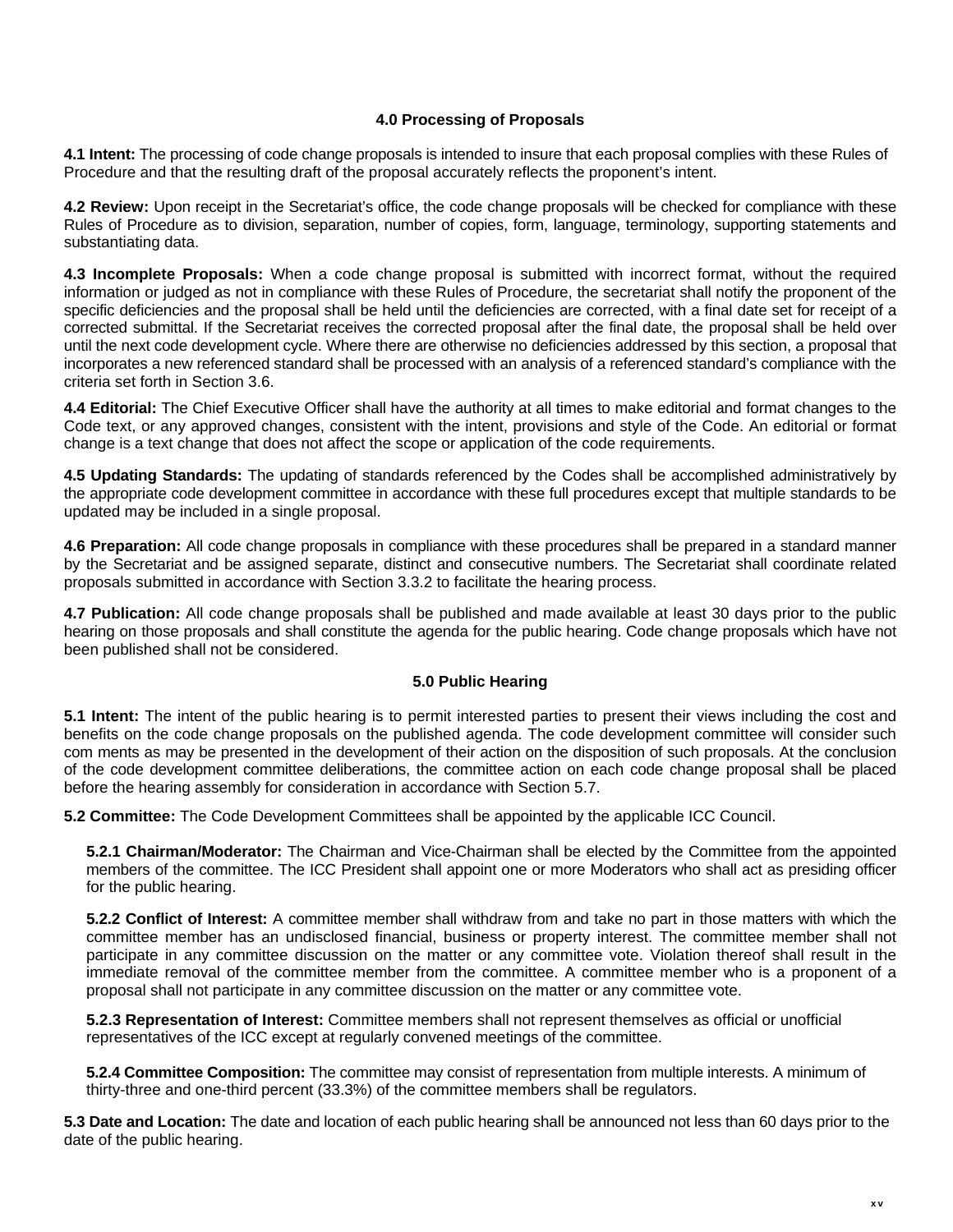## 4.0 Processing of Proposals

**4.1 Intent:** The processing of code change proposals is intended to insure that each proposal complies with these Rules of Procedure and that the resulting draft of the proposal accurately reflects the proponent's intent.

**4.2 Review:** Upon receipt in the Secretariat's office, the code change proposals will be checked for compliance with these Rules of Procedure as to division, separation, number of copies, form, language, terminology, supporting statements and substantiating data.

**4.3 Incomplete Proposals:** When a code change proposal is submitted with incorrect format, without the required information or judged as not in compliance with these Rules of Procedure, the secretariat shall notify the proponent of the specific deficiencies and the proposal shall be held until the deficiencies are corrected, with a final date set for receipt of a corrected submittal. If the Secretariat receives the corrected proposal after the final date, the proposal shall be held over until the next code development cycle. Where there are otherwise no deficiencies addressed by this section, a proposal that incorporates a new referenced standard shall be processed with an analysis of a referenced standard's compliance with the criteria set forth in Section 3.6.

**4.4 Editorial:** The Chief Executive Officer shall have the authority at all times to make editorial and format changes to the Code text, or any approved changes, consistent with the intent, provisions and style of the Code. An editorial or format change is a text change that does not affect the scope or application of the code requirements.

**4.5 Updating Standards:** The updating of standards referenced by the Codes shall be accomplished administratively by the appropriate code development committee in accordance with these full procedures except that multiple standards to be updated may be included in a single proposal.

**4.6 Preparation:** All code change proposals in compliance with these procedures shall be prepared in a standard manner by the Secretariat and be assigned separate, distinct and consecutive numbers. The Secretariat shall coordinate related proposals submitted in accordance with Section 3.3.2 to facilitate the hearing process.

**4.7 Publication:** All code change proposals shall be published and made available at least 30 days prior to the public hearing on those proposals and shall constitute the agenda for the public hearing. Code change proposals which have not been published shall not be considered.

## 5.0 Public Hearing

**5.1 Intent:** The intent of the public hearing is to permit interested parties to present their views including the cost and benefits on the code change proposals on the published agenda. The code development committee will consider such com ments as may be presented in the development of their action on the disposition of such proposals. At the conclusion of the code development committee deliberations, the committee action on each code change proposal shall be placed before the hearing assembly for consideration in accordance with Section 5.7.

**5.2 Committee:** The Code Development Committees shall be appointed by the applicable ICC Council.

**5.2.1 Chairman/Moderator:** The Chairman and Vice-Chairman shall be elected by the Committee from the appointed members of the committee. The ICC President shall appoint one or more Moderators who shall act as presiding officer for the public hearing.

**5.2.2 Conflict of Interest:** A committee member shall withdraw from and take no part in those matters with which the committee member has an undisclosed financial, business or property interest. The committee member shall not participate in any committee discussion on the matter or any committee vote. Violation thereof shall result in the immediate removal of the committee member from the committee. A committee member who is a proponent of a proposal shall not participate in any committee discussion on the matter or any committee vote.

**5.2.3 Representation of Interest:** Committee members shall not represent themselves as official or unofficial representatives of the ICC except at regularly convened meetings of the committee.

**5.2.4 Committee Composition:** The committee may consist of representation from multiple interests. A minimum of thirty-three and one-third percent (33.3%) of the committee members shall be regulators.

**5.3 Date and Location:** The date and location of each public hearing shall be announced not less than 60 days prior to the date of the public hearing.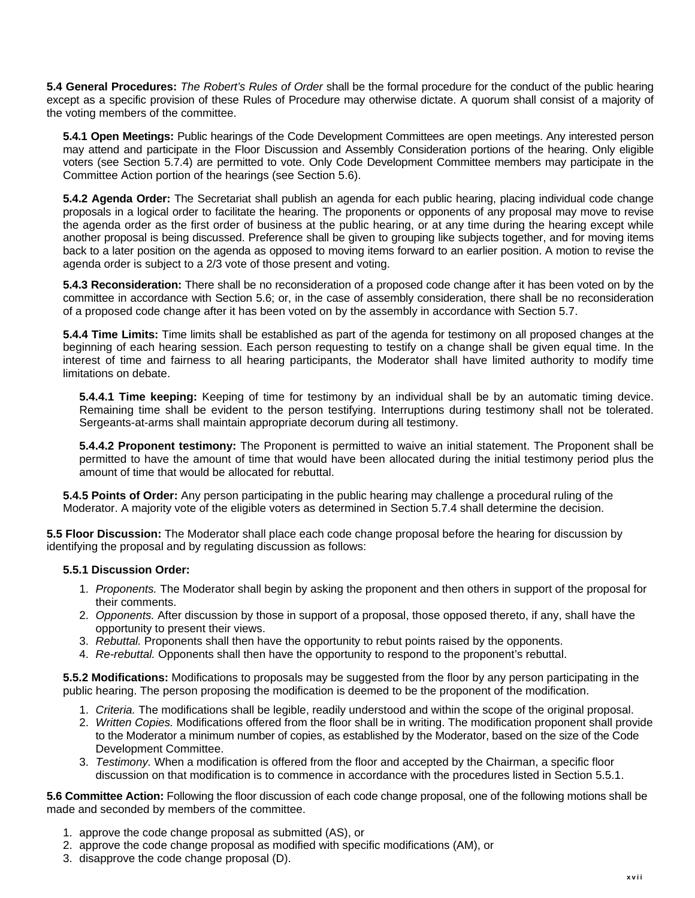**5.4 General Procedures:** *The Robert's Rules of Order* shall be the formal procedure for the conduct of the public hearing except as a specific provision of these Rules of Procedure may otherwise dictate. A quorum shall consist of a majority of the voting members of the committee.

**5.4.1 Open Meetings:** Public hearings of the Code Development Committees are open meetings. Any interested person may attend and participate in the Floor Discussion and Assembly Consideration portions of the hearing. Only eligible voters (see Section 5.7.4) are permitted to vote. Only Code Development Committee members may participate in the Committee Action portion of the hearings (see Section 5.6).

**5.4.2 Agenda Order:** The Secretariat shall publish an agenda for each public hearing, placing individual code change proposals in a logical order to facilitate the hearing. The proponents or opponents of any proposal may move to revise the agenda order as the first order of business at the public hearing, or at any time during the hearing except while another proposal is being discussed. Preference shall be given to grouping like subjects together, and for moving items back to a later position on the agenda as opposed to moving items forward to an earlier position. A motion to revise the agenda order is subject to a 2/3 vote of those present and voting.

**5.4.3 Reconsideration:** There shall be no reconsideration of a proposed code change after it has been voted on by the committee in accordance with Section 5.6; or, in the case of assembly consideration, there shall be no reconsideration of a proposed code change after it has been voted on by the assembly in accordance with Section 5.7.

**5.4.4 Time Limits:** Time limits shall be established as part of the agenda for testimony on all proposed changes at the beginning of each hearing session. Each person requesting to testify on a change shall be given equal time. In the interest of time and fairness to all hearing participants, the Moderator shall have limited authority to modify time limitations on debate.

**5.4.4.1 Time keeping:** Keeping of time for testimony by an individual shall be by an automatic timing device. Remaining time shall be evident to the person testifying. Interruptions during testimony shall not be tolerated. Sergeants-at-arms shall maintain appropriate decorum during all testimony.

**5.4.4.2 Proponent testimony:** The Proponent is permitted to waive an initial statement. The Proponent shall be permitted to have the amount of time that would have been allocated during the initial testimony period plus the amount of time that would be allocated for rebuttal.

**5.4.5 Points of Order:** Any person participating in the public hearing may challenge a procedural ruling of the Moderator. A majority vote of the eligible voters as determined in Section 5.7.4 shall determine the decision.

**5.5 Floor Discussion:** The Moderator shall place each code change proposal before the hearing for discussion by identifying the proposal and by regulating discussion as follows:

**5.5.1 Discussion Order:**

1. *Proponents.* The Moderator shall begin by asking the proponent and then others in support of the proposal for their comments.
2. *Opponents.* After discussion by those in support of a proposal, those opposed thereto, if any, shall have the opportunity to present their views.
3. *Rebuttal.* Proponents shall then have the opportunity to rebut points raised by the opponents.
4. *Re-rebuttal.* Opponents shall then have the opportunity to respond to the proponent's rebuttal.

**5.5.2 Modifications:** Modifications to proposals may be suggested from the floor by any person participating in the public hearing. The person proposing the modification is deemed to be the proponent of the modification.

1. *Criteria.* The modifications shall be legible, readily understood and within the scope of the original proposal.
2. *Written Copies.* Modifications offered from the floor shall be in writing. The modification proponent shall provide to the Moderator a minimum number of copies, as established by the Moderator, based on the size of the Code Development Committee.
3. *Testimony.* When a modification is offered from the floor and accepted by the Chairman, a specific floor discussion on that modification is to commence in accordance with the procedures listed in Section 5.5.1.

**5.6 Committee Action:** Following the floor discussion of each code change proposal, one of the following motions shall be made and seconded by members of the committee.

1. approve the code change proposal as submitted (AS), or
2. approve the code change proposal as modified with specific modifications (AM), or
3. disapprove the code change proposal (D).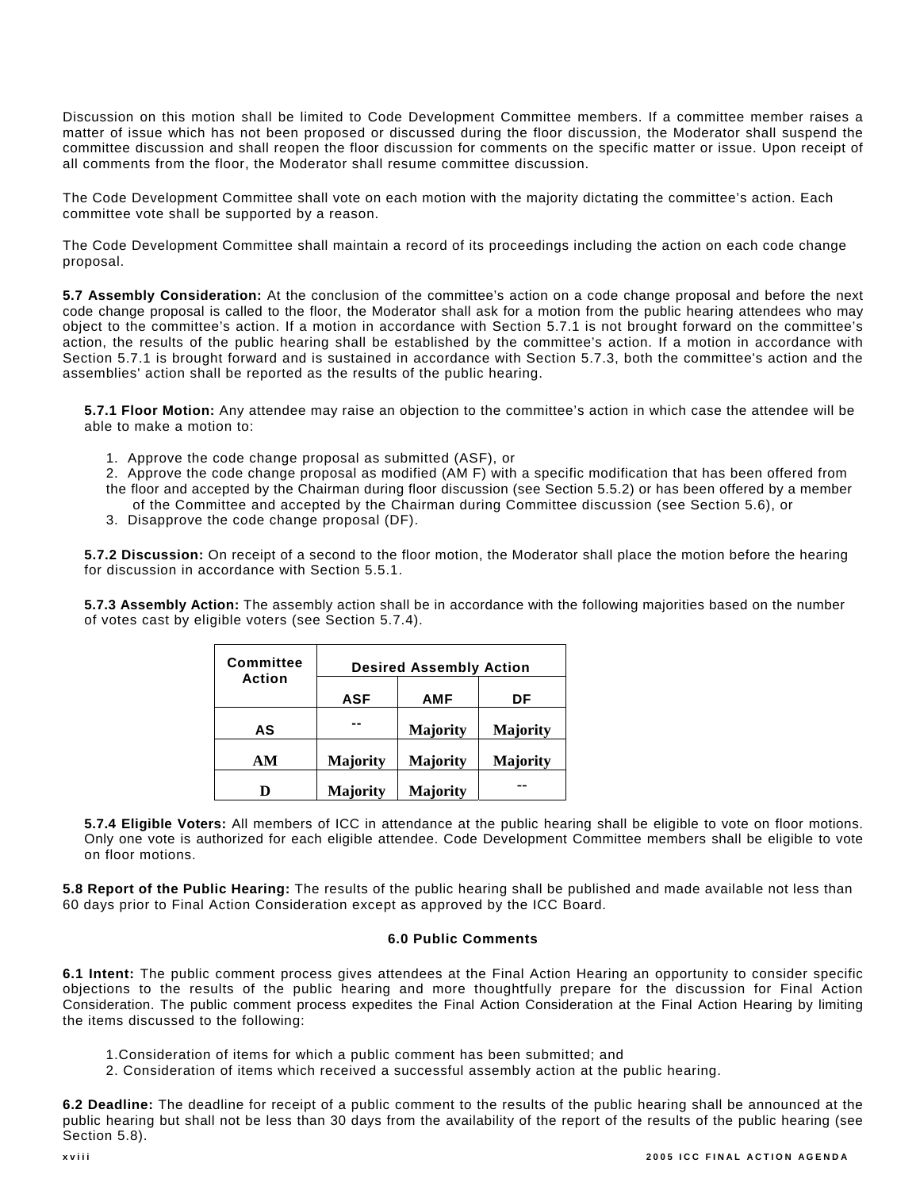Discussion on this motion shall be limited to Code Development Committee members. If a committee member raises a matter of issue which has not been proposed or discussed during the floor discussion, the Moderator shall suspend the committee discussion and shall reopen the floor discussion for comments on the specific matter or issue. Upon receipt of all comments from the floor, the Moderator shall resume committee discussion.

The Code Development Committee shall vote on each motion with the majority dictating the committee's action. Each committee vote shall be supported by a reason.

The Code Development Committee shall maintain a record of its proceedings including the action on each code change proposal.

**5.7 Assembly Consideration:** At the conclusion of the committee's action on a code change proposal and before the next code change proposal is called to the floor, the Moderator shall ask for a motion from the public hearing attendees who may object to the committee's action. If a motion in accordance with Section 5.7.1 is not brought forward on the committee's action, the results of the public hearing shall be established by the committee's action. If a motion in accordance with Section 5.7.1 is brought forward and is sustained in accordance with Section 5.7.3, both the committee's action and the assemblies' action shall be reported as the results of the public hearing.

**5.7.1 Floor Motion:** Any attendee may raise an objection to the committee's action in which case the attendee will be able to make a motion to:

1. Approve the code change proposal as submitted (ASF), or
2. Approve the code change proposal as modified (AM F) with a specific modification that has been offered from the floor and accepted by the Chairman during floor discussion (see Section 5.5.2) or has been offered by a member of the Committee and accepted by the Chairman during Committee discussion (see Section 5.6), or
3. Disapprove the code change proposal (DF).

**5.7.2 Discussion:** On receipt of a second to the floor motion, the Moderator shall place the motion before the hearing for discussion in accordance with Section 5.5.1.

**5.7.3 Assembly Action:** The assembly action shall be in accordance with the following majorities based on the number of votes cast by eligible voters (see Section 5.7.4).

| Committee Action | Desired Assembly Action | | |
|---|---|---|---|
| | ASF | AMF | DF |
| AS | -- | Majority | Majority |
| AM | Majority | Majority | Majority |
| D | Majority | Majority | -- |

**5.7.4 Eligible Voters:** All members of ICC in attendance at the public hearing shall be eligible to vote on floor motions. Only one vote is authorized for each eligible attendee. Code Development Committee members shall be eligible to vote on floor motions.

**5.8 Report of the Public Hearing:** The results of the public hearing shall be published and made available not less than 60 days prior to Final Action Consideration except as approved by the ICC Board.

## 6.0 Public Comments

**6.1 Intent:** The public comment process gives attendees at the Final Action Hearing an opportunity to consider specific objections to the results of the public hearing and more thoughtfully prepare for the discussion for Final Action Consideration. The public comment process expedites the Final Action Consideration at the Final Action Hearing by limiting the items discussed to the following:

1. Consideration of items for which a public comment has been submitted; and
2. Consideration of items which received a successful assembly action at the public hearing.

**6.2 Deadline:** The deadline for receipt of a public comment to the results of the public hearing shall be announced at the public hearing but shall not be less than 30 days from the availability of the report of the results of the public hearing (see Section 5.8).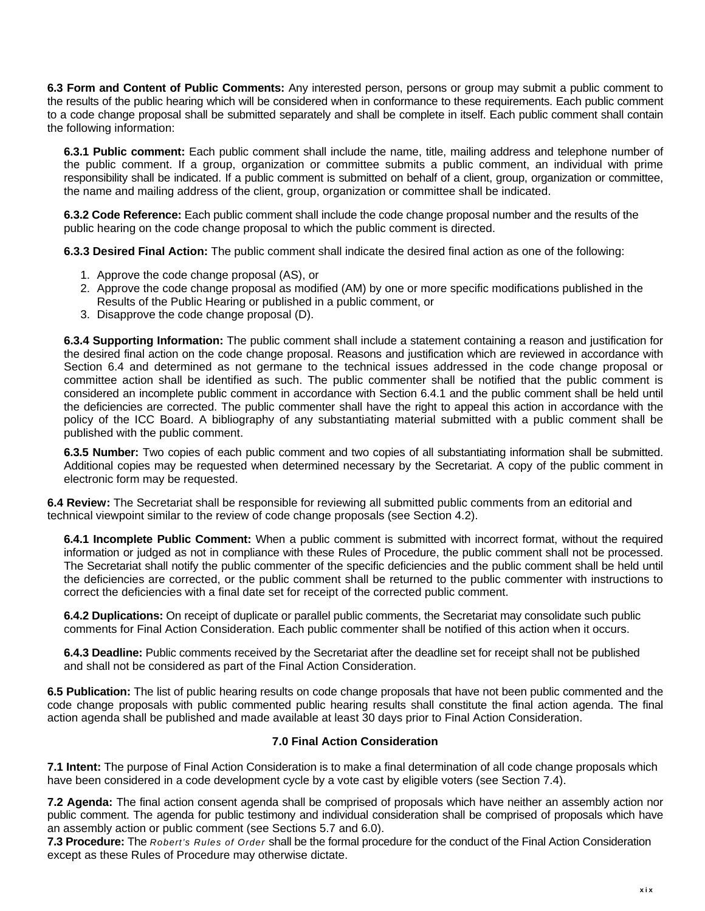**6.3 Form and Content of Public Comments:** Any interested person, persons or group may submit a public comment to the results of the public hearing which will be considered when in conformance to these requirements. Each public comment to a code change proposal shall be submitted separately and shall be complete in itself. Each public comment shall contain the following information:

**6.3.1 Public comment:** Each public comment shall include the name, title, mailing address and telephone number of the public comment. If a group, organization or committee submits a public comment, an individual with prime responsibility shall be indicated. If a public comment is submitted on behalf of a client, group, organization or committee, the name and mailing address of the client, group, organization or committee shall be indicated.

**6.3.2 Code Reference:** Each public comment shall include the code change proposal number and the results of the public hearing on the code change proposal to which the public comment is directed.

**6.3.3 Desired Final Action:** The public comment shall indicate the desired final action as one of the following:

1. Approve the code change proposal (AS), or
2. Approve the code change proposal as modified (AM) by one or more specific modifications published in the Results of the Public Hearing or published in a public comment, or
3. Disapprove the code change proposal (D).

**6.3.4 Supporting Information:** The public comment shall include a statement containing a reason and justification for the desired final action on the code change proposal. Reasons and justification which are reviewed in accordance with Section 6.4 and determined as not germane to the technical issues addressed in the code change proposal or committee action shall be identified as such. The public commenter shall be notified that the public comment is considered an incomplete public comment in accordance with Section 6.4.1 and the public comment shall be held until the deficiencies are corrected. The public commenter shall have the right to appeal this action in accordance with the policy of the ICC Board. A bibliography of any substantiating material submitted with a public comment shall be published with the public comment.

**6.3.5 Number:** Two copies of each public comment and two copies of all substantiating information shall be submitted. Additional copies may be requested when determined necessary by the Secretariat. A copy of the public comment in electronic form may be requested.

**6.4 Review:** The Secretariat shall be responsible for reviewing all submitted public comments from an editorial and technical viewpoint similar to the review of code change proposals (see Section 4.2).

**6.4.1 Incomplete Public Comment:** When a public comment is submitted with incorrect format, without the required information or judged as not in compliance with these Rules of Procedure, the public comment shall not be processed. The Secretariat shall notify the public commenter of the specific deficiencies and the public comment shall be held until the deficiencies are corrected, or the public comment shall be returned to the public commenter with instructions to correct the deficiencies with a final date set for receipt of the corrected public comment.

**6.4.2 Duplications:** On receipt of duplicate or parallel public comments, the Secretariat may consolidate such public comments for Final Action Consideration. Each public commenter shall be notified of this action when it occurs.

**6.4.3 Deadline:** Public comments received by the Secretariat after the deadline set for receipt shall not be published and shall not be considered as part of the Final Action Consideration.

**6.5 Publication:** The list of public hearing results on code change proposals that have not been public commented and the code change proposals with public commented public hearing results shall constitute the final action agenda. The final action agenda shall be published and made available at least 30 days prior to Final Action Consideration.

## 7.0 Final Action Consideration

**7.1 Intent:** The purpose of Final Action Consideration is to make a final determination of all code change proposals which have been considered in a code development cycle by a vote cast by eligible voters (see Section 7.4).

**7.2 Agenda:** The final action consent agenda shall be comprised of proposals which have neither an assembly action nor public comment. The agenda for public testimony and individual consideration shall be comprised of proposals which have an assembly action or public comment (see Sections 5.7 and 6.0).

**7.3 Procedure:** The *Robert's Rules of Order* shall be the formal procedure for the conduct of the Final Action Consideration except as these Rules of Procedure may otherwise dictate.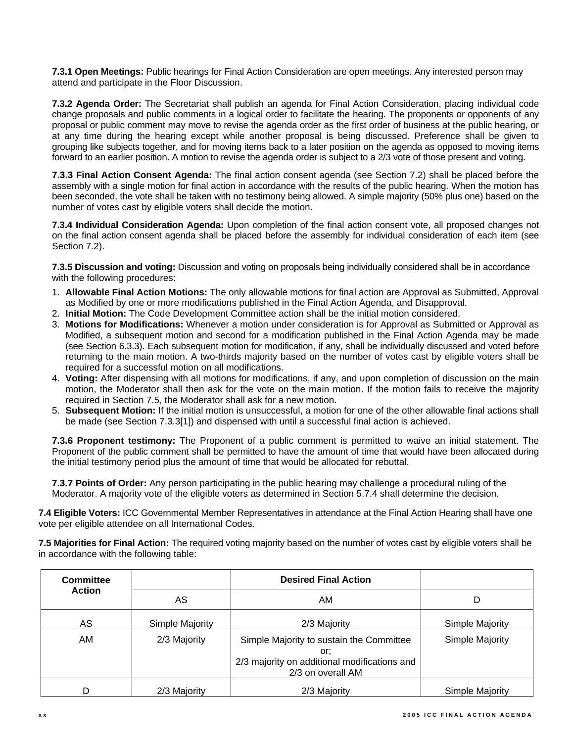**7.3.1 Open Meetings:** Public hearings for Final Action Consideration are open meetings. Any interested person may attend and participate in the Floor Discussion.

**7.3.2 Agenda Order:** The Secretariat shall publish an agenda for Final Action Consideration, placing individual code change proposals and public comments in a logical order to facilitate the hearing. The proponents or opponents of any proposal or public comment may move to revise the agenda order as the first order of business at the public hearing, or at any time during the hearing except while another proposal is being discussed. Preference shall be given to grouping like subjects together, and for moving items back to a later position on the agenda as opposed to moving items forward to an earlier position. A motion to revise the agenda order is subject to a 2/3 vote of those present and voting.

**7.3.3 Final Action Consent Agenda:** The final action consent agenda (see Section 7.2) shall be placed before the assembly with a single motion for final action in accordance with the results of the public hearing. When the motion has been seconded, the vote shall be taken with no testimony being allowed. A simple majority (50% plus one) based on the number of votes cast by eligible voters shall decide the motion.

**7.3.4 Individual Consideration Agenda:** Upon completion of the final action consent vote, all proposed changes not on the final action consent agenda shall be placed before the assembly for individual consideration of each item (see Section 7.2).

**7.3.5 Discussion and voting:** Discussion and voting on proposals being individually considered shall be in accordance with the following procedures:

1. **Allowable Final Action Motions:** The only allowable motions for final action are Approval as Submitted, Approval as Modified by one or more modifications published in the Final Action Agenda, and Disapproval.
2. **Initial Motion:** The Code Development Committee action shall be the initial motion considered.
3. **Motions for Modifications:** Whenever a motion under consideration is for Approval as Submitted or Approval as Modified, a subsequent motion and second for a modification published in the Final Action Agenda may be made (see Section 6.3.3). Each subsequent motion for modification, if any, shall be individually discussed and voted before returning to the main motion. A two-thirds majority based on the number of votes cast by eligible voters shall be required for a successful motion on all modifications.
4. **Voting:** After dispensing with all motions for modifications, if any, and upon completion of discussion on the main motion, the Moderator shall then ask for the vote on the main motion. If the motion fails to receive the majority required in Section 7.5, the Moderator shall ask for a new motion.
5. **Subsequent Motion:** If the initial motion is unsuccessful, a motion for one of the other allowable final actions shall be made (see Section 7.3.3[1]) and dispensed with until a successful final action is achieved.

**7.3.6 Proponent testimony:** The Proponent of a public comment is permitted to waive an initial statement. The Proponent of the public comment shall be permitted to have the amount of time that would have been allocated during the initial testimony period plus the amount of time that would be allocated for rebuttal.

**7.3.7 Points of Order:** Any person participating in the public hearing may challenge a procedural ruling of the Moderator. A majority vote of the eligible voters as determined in Section 5.7.4 shall determine the decision.

**7.4 Eligible Voters:** ICC Governmental Member Representatives in attendance at the Final Action Hearing shall have one vote per eligible attendee on all International Codes.

**7.5 Majorities for Final Action:** The required voting majority based on the number of votes cast by eligible voters shall be in accordance with the following table:

| Committee Action | | Desired Final Action | |
|---|---|---|---|
| | AS | AM | D |
| AS | Simple Majority | 2/3 Majority | Simple Majority |
| AM | 2/3 Majority | Simple Majority to sustain the Committee or; 2/3 majority on additional modifications and 2/3 on overall AM | Simple Majority |
| D | 2/3 Majority | 2/3 Majority | Simple Majority |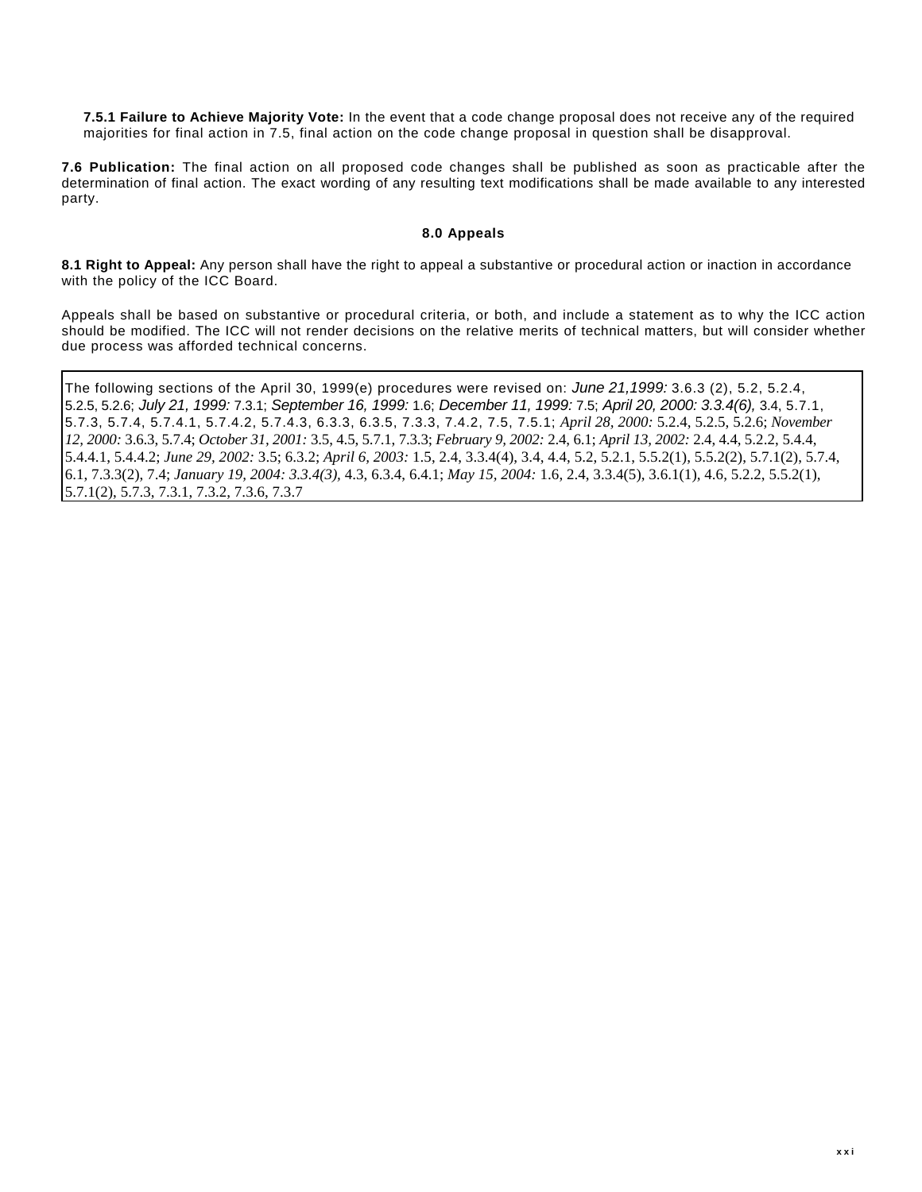**7.5.1 Failure to Achieve Majority Vote:** In the event that a code change proposal does not receive any of the required majorities for final action in 7.5, final action on the code change proposal in question shall be disapproval.

**7.6 Publication:** The final action on all proposed code changes shall be published as soon as practicable after the determination of final action. The exact wording of any resulting text modifications shall be made available to any interested party.

### 8.0 Appeals

**8.1 Right to Appeal:** Any person shall have the right to appeal a substantive or procedural action or inaction in accordance with the policy of the ICC Board.

Appeals shall be based on substantive or procedural criteria, or both, and include a statement as to why the ICC action should be modified. The ICC will not render decisions on the relative merits of technical matters, but will consider whether due process was afforded technical concerns.

The following sections of the April 30, 1999(e) procedures were revised on: *June 21,1999:* 3.6.3 (2), 5.2, 5.2.4, 5.2.5, 5.2.6; *July 21, 1999:* 7.3.1; *September 16, 1999:* 1.6; *December 11, 1999:* 7.5; *April 20, 2000: 3.3.4(6),* 3.4, 5.7.1, 5.7.3, 5.7.4, 5.7.4.1, 5.7.4.2, 5.7.4.3, 6.3.3, 6.3.5, 7.3.3, 7.4.2, 7.5, 7.5.1; *April 28, 2000:* 5.2.4, 5.2.5, 5.2.6; *November 12, 2000:* 3.6.3, 5.7.4; *October 31, 2001:* 3.5, 4.5, 5.7.1, 7.3.3; *February 9, 2002:* 2.4, 6.1; *April 13, 2002:* 2.4, 4.4, 5.2.2, 5.4.4, 5.4.4.1, 5.4.4.2; *June 29, 2002:* 3.5; 6.3.2; *April 6, 2003:* 1.5, 2.4, 3.3.4(4), 3.4, 4.4, 5.2, 5.2.1, 5.5.2(1), 5.5.2(2), 5.7.1(2), 5.7.4, 6.1, 7.3.3(2), 7.4; *January 19, 2004: 3.3.4(3),* 4.3, 6.3.4, 6.4.1; *May 15, 2004:* 1.6, 2.4, 3.3.4(5), 3.6.1(1), 4.6, 5.2.2, 5.5.2(1), 5.7.1(2), 5.7.3, 7.3.1, 7.3.2, 7.3.6, 7.3.7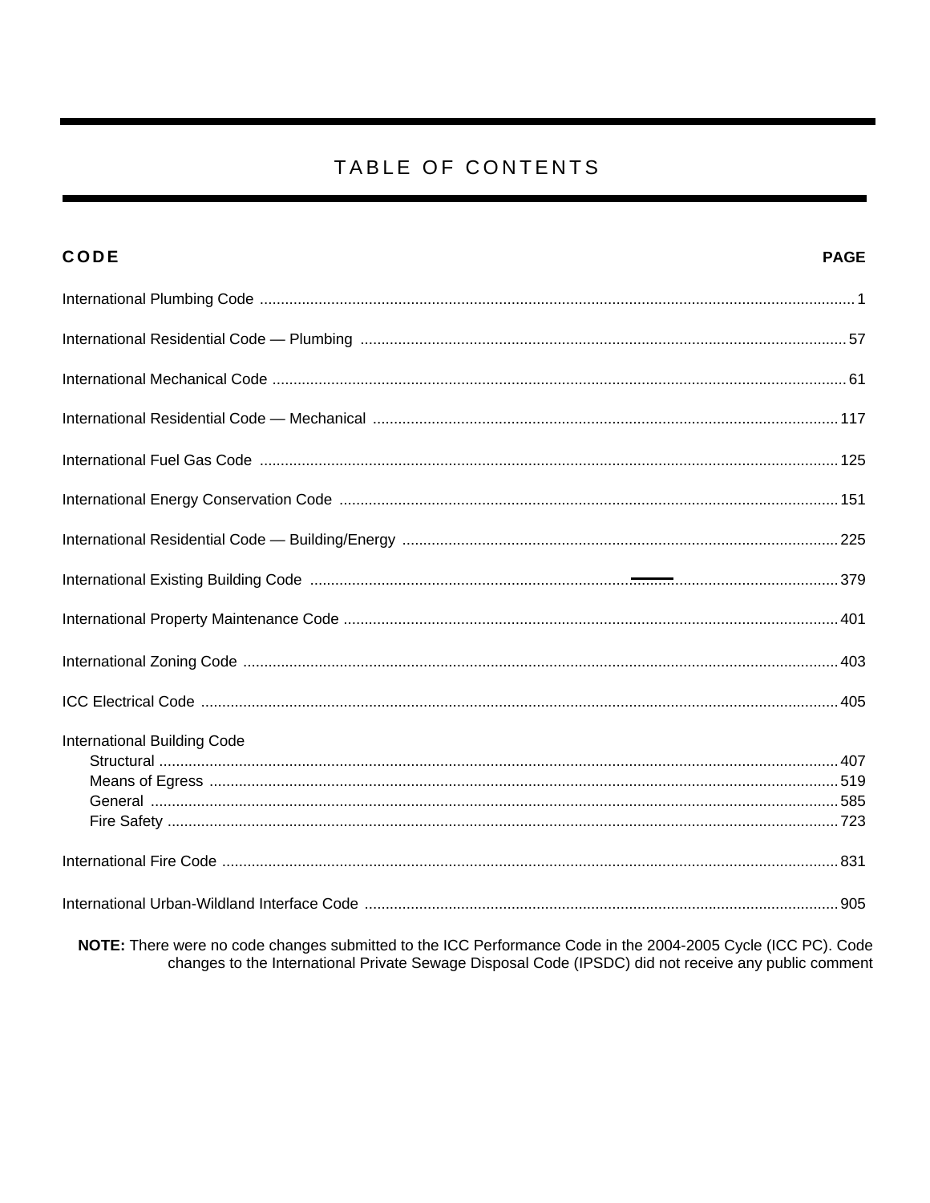# TABLE OF CONTENTS

| **CODE** | **PAGE** |
| --- | --- |
| International Plumbing Code | 1 |
| International Residential Code — Plumbing | 57 |
| International Mechanical Code | 61 |
| International Residential Code — Mechanical | 117 |
| International Fuel Gas Code | 125 |
| International Energy Conservation Code | 151 |
| International Residential Code — Building/Energy | 225 |
| International Existing Building Code | 379 |
| International Property Maintenance Code | 401 |
| International Zoning Code | 403 |
| ICC Electrical Code | 405 |
| International Building Code | |
| Structural | 407 |
| Means of Egress | 519 |
| General | 585 |
| Fire Safety | 723 |
| International Fire Code | 831 |
| International Urban-Wildland Interface Code | 905 |

**NOTE:** There were no code changes submitted to the ICC Performance Code in the 2004-2005 Cycle (ICC PC). Code changes to the International Private Sewage Disposal Code (IPSDC) did not receive any public comment